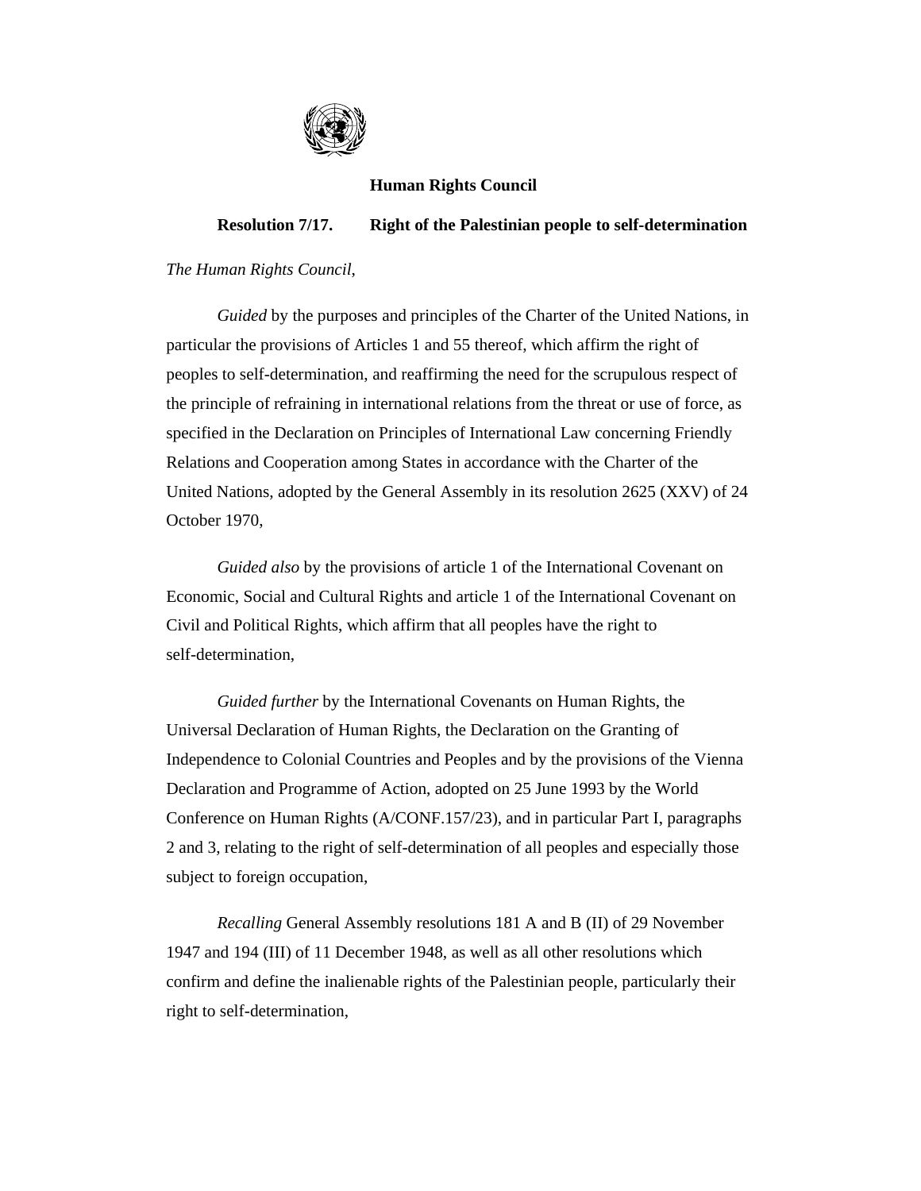# Human Rights Council

## Resolution 7/17. Right of the Palestinian people to self-determination

*The Human Rights Council*,

*Guided* by the purposes and principles of the Charter of the United Nations, in particular the provisions of Articles 1 and 55 thereof, which affirm the right of peoples to self-determination, and reaffirming the need for the scrupulous respect of the principle of refraining in international relations from the threat or use of force, as specified in the Declaration on Principles of International Law concerning Friendly Relations and Cooperation among States in accordance with the Charter of the United Nations, adopted by the General Assembly in its resolution 2625 (XXV) of 24 October 1970,

*Guided also* by the provisions of article 1 of the International Covenant on Economic, Social and Cultural Rights and article 1 of the International Covenant on Civil and Political Rights, which affirm that all peoples have the right to self-determination,

*Guided further* by the International Covenants on Human Rights, the Universal Declaration of Human Rights, the Declaration on the Granting of Independence to Colonial Countries and Peoples and by the provisions of the Vienna Declaration and Programme of Action, adopted on 25 June 1993 by the World Conference on Human Rights (A/CONF.157/23), and in particular Part I, paragraphs 2 and 3, relating to the right of self-determination of all peoples and especially those subject to foreign occupation,

*Recalling* General Assembly resolutions 181 A and B (II) of 29 November 1947 and 194 (III) of 11 December 1948, as well as all other resolutions which confirm and define the inalienable rights of the Palestinian people, particularly their right to self-determination,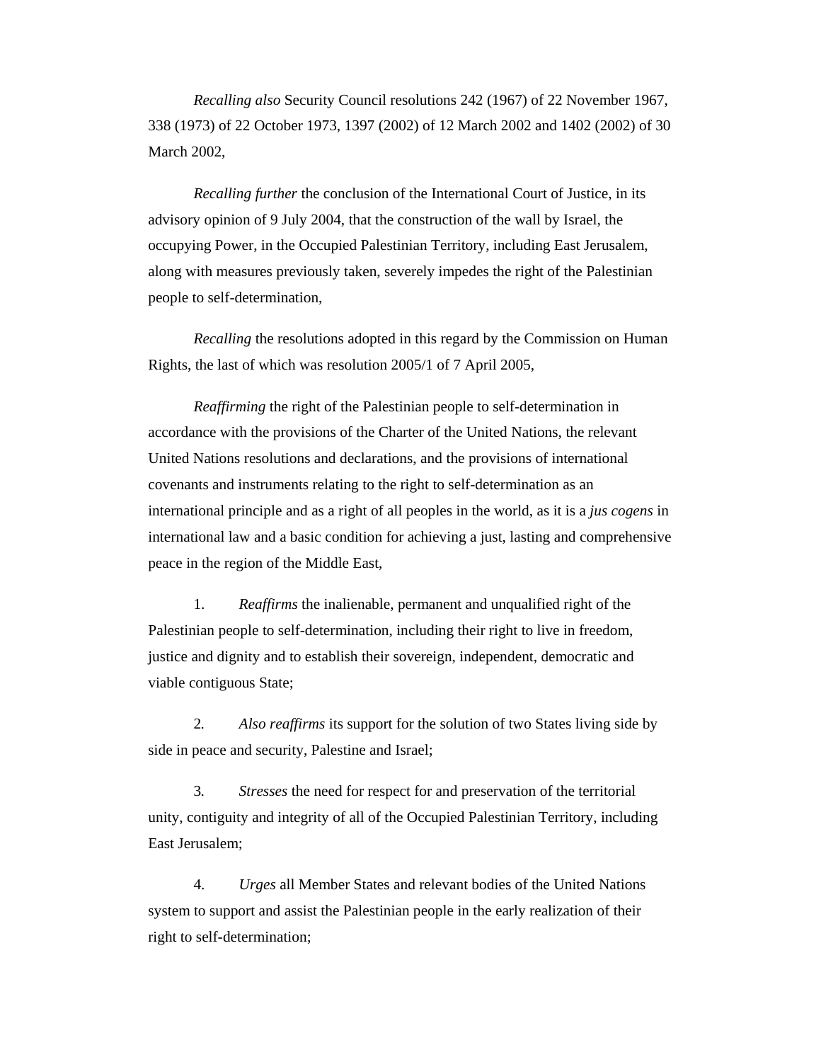*Recalling also* Security Council resolutions 242 (1967) of 22 November 1967, 338 (1973) of 22 October 1973, 1397 (2002) of 12 March 2002 and 1402 (2002) of 30 March 2002,

*Recalling further* the conclusion of the International Court of Justice, in its advisory opinion of 9 July 2004, that the construction of the wall by Israel, the occupying Power, in the Occupied Palestinian Territory, including East Jerusalem, along with measures previously taken, severely impedes the right of the Palestinian people to self-determination,

*Recalling* the resolutions adopted in this regard by the Commission on Human Rights, the last of which was resolution 2005/1 of 7 April 2005,

*Reaffirming* the right of the Palestinian people to self-determination in accordance with the provisions of the Charter of the United Nations, the relevant United Nations resolutions and declarations, and the provisions of international covenants and instruments relating to the right to self-determination as an international principle and as a right of all peoples in the world, as it is a *jus cogens* in international law and a basic condition for achieving a just, lasting and comprehensive peace in the region of the Middle East,

1. *Reaffirms* the inalienable, permanent and unqualified right of the Palestinian people to self-determination, including their right to live in freedom, justice and dignity and to establish their sovereign, independent, democratic and viable contiguous State;

2. *Also reaffirms* its support for the solution of two States living side by side in peace and security, Palestine and Israel;

3. *Stresses* the need for respect for and preservation of the territorial unity, contiguity and integrity of all of the Occupied Palestinian Territory, including East Jerusalem;

4. *Urges* all Member States and relevant bodies of the United Nations system to support and assist the Palestinian people in the early realization of their right to self-determination;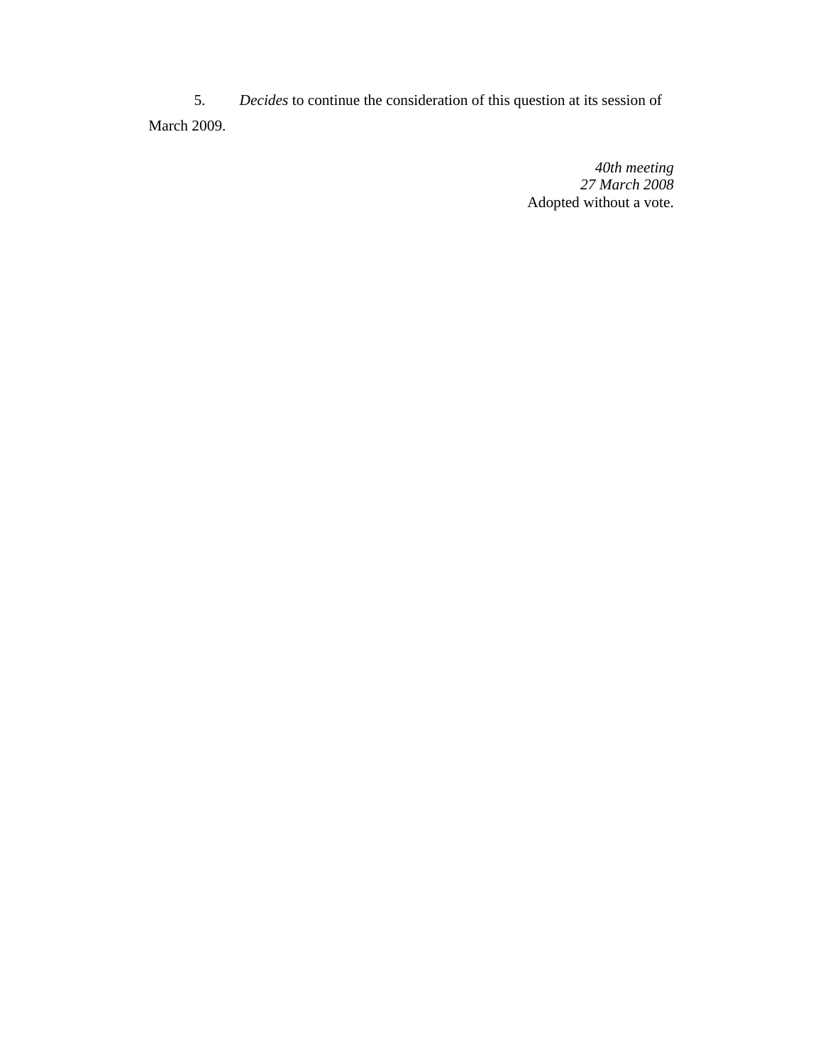5. *Decides* to continue the consideration of this question at its session of March 2009.

*40th meeting*
*27 March 2008*
Adopted without a vote.